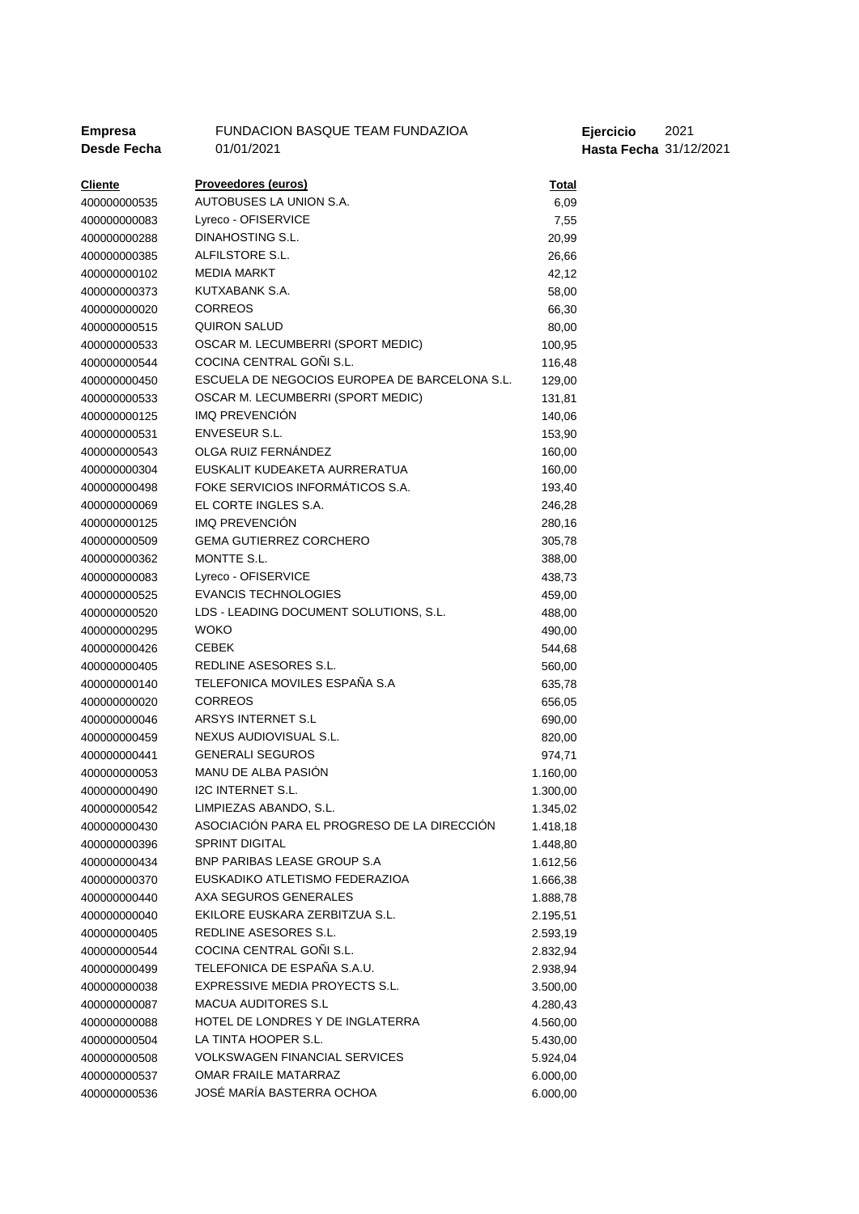| **Empresa** | FUNDACION BASQUE TEAM FUNDAZIOA | **Ejercicio** | 2021 |
|---|---|---|---|
| **Desde Fecha** | 01/01/2021 | **Hasta Fecha** | 31/12/2021 |

| Cliente | Proveedores (euros) | Total |
|---|---|---|
| 400000000535 | AUTOBUSES LA UNION S.A. | 6,09 |
| 400000000083 | Lyreco - OFISERVICE | 7,55 |
| 400000000288 | DINAHOSTING S.L. | 20,99 |
| 400000000385 | ALFILSTORE S.L. | 26,66 |
| 400000000102 | MEDIA MARKT | 42,12 |
| 400000000373 | KUTXABANK S.A. | 58,00 |
| 400000000020 | CORREOS | 66,30 |
| 400000000515 | QUIRON SALUD | 80,00 |
| 400000000533 | OSCAR M. LECUMBERRI (SPORT MEDIC) | 100,95 |
| 400000000544 | COCINA CENTRAL GOÑI S.L. | 116,48 |
| 400000000450 | ESCUELA DE NEGOCIOS EUROPEA DE BARCELONA S.L. | 129,00 |
| 400000000533 | OSCAR M. LECUMBERRI (SPORT MEDIC) | 131,81 |
| 400000000125 | IMQ PREVENCIÓN | 140,06 |
| 400000000531 | ENVESEUR S.L. | 153,90 |
| 400000000543 | OLGA RUIZ FERNÁNDEZ | 160,00 |
| 400000000304 | EUSKALIT KUDEAKETA AURRERATUA | 160,00 |
| 400000000498 | FOKE SERVICIOS INFORMÁTICOS S.A. | 193,40 |
| 400000000069 | EL CORTE INGLES S.A. | 246,28 |
| 400000000125 | IMQ PREVENCIÓN | 280,16 |
| 400000000509 | GEMA GUTIERREZ CORCHERO | 305,78 |
| 400000000362 | MONTTE S.L. | 388,00 |
| 400000000083 | Lyreco - OFISERVICE | 438,73 |
| 400000000525 | EVANCIS TECHNOLOGIES | 459,00 |
| 400000000520 | LDS - LEADING DOCUMENT SOLUTIONS, S.L. | 488,00 |
| 400000000295 | WOKO | 490,00 |
| 400000000426 | CEBEK | 544,68 |
| 400000000405 | REDLINE ASESORES S.L. | 560,00 |
| 400000000140 | TELEFONICA MOVILES ESPAÑA S.A | 635,78 |
| 400000000020 | CORREOS | 656,05 |
| 400000000046 | ARSYS INTERNET S.L | 690,00 |
| 400000000459 | NEXUS AUDIOVISUAL S.L. | 820,00 |
| 400000000441 | GENERALI SEGUROS | 974,71 |
| 400000000053 | MANU DE ALBA PASIÓN | 1.160,00 |
| 400000000490 | I2C INTERNET S.L. | 1.300,00 |
| 400000000542 | LIMPIEZAS ABANDO, S.L. | 1.345,02 |
| 400000000430 | ASOCIACIÓN PARA EL PROGRESO DE LA DIRECCIÓN | 1.418,18 |
| 400000000396 | SPRINT DIGITAL | 1.448,80 |
| 400000000434 | BNP PARIBAS LEASE GROUP S.A | 1.612,56 |
| 400000000370 | EUSKADIKO ATLETISMO FEDERAZIOA | 1.666,38 |
| 400000000440 | AXA SEGUROS GENERALES | 1.888,78 |
| 400000000040 | EKILORE EUSKARA ZERBITZUA S.L. | 2.195,51 |
| 400000000405 | REDLINE ASESORES S.L. | 2.593,19 |
| 400000000544 | COCINA CENTRAL GOÑI S.L. | 2.832,94 |
| 400000000499 | TELEFONICA DE ESPAÑA S.A.U. | 2.938,94 |
| 400000000038 | EXPRESSIVE MEDIA PROYECTS S.L. | 3.500,00 |
| 400000000087 | MACUA AUDITORES S.L | 4.280,43 |
| 400000000088 | HOTEL DE LONDRES Y DE INGLATERRA | 4.560,00 |
| 400000000504 | LA TINTA HOOPER S.L. | 5.430,00 |
| 400000000508 | VOLKSWAGEN FINANCIAL SERVICES | 5.924,04 |
| 400000000537 | OMAR FRAILE MATARRAZ | 6.000,00 |
| 400000000536 | JOSÉ MARÍA BASTERRA OCHOA | 6.000,00 |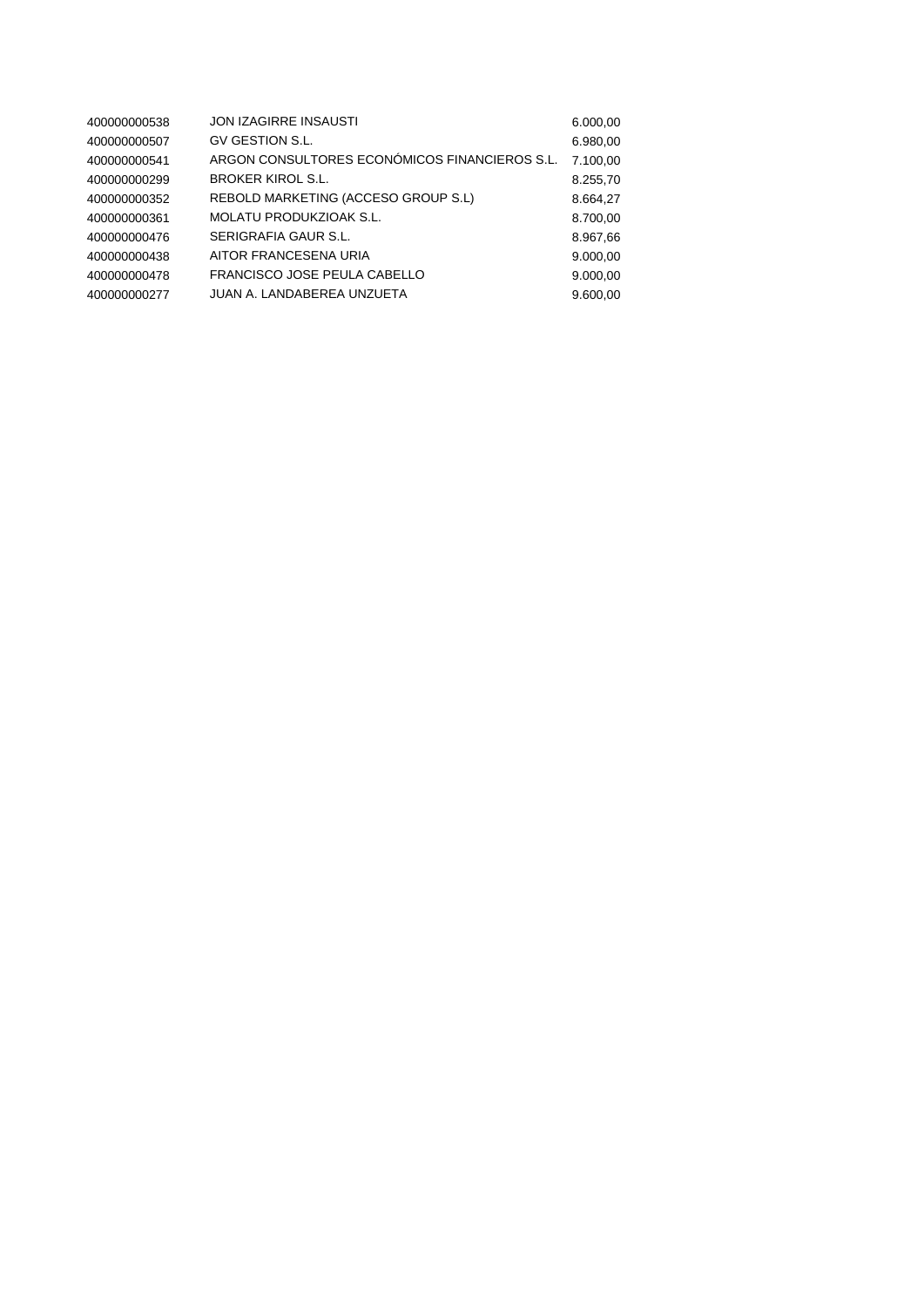| | | |
|---|---|---|
| 400000000538 | JON IZAGIRRE INSAUSTI | 6.000,00 |
| 400000000507 | GV GESTION S.L. | 6.980,00 |
| 400000000541 | ARGON CONSULTORES ECONÓMICOS FINANCIEROS S.L. | 7.100,00 |
| 400000000299 | BROKER KIROL S.L. | 8.255,70 |
| 400000000352 | REBOLD MARKETING (ACCESO GROUP S.L) | 8.664,27 |
| 400000000361 | MOLATU PRODUKZIOAK S.L. | 8.700,00 |
| 400000000476 | SERIGRAFIA GAUR S.L. | 8.967,66 |
| 400000000438 | AITOR FRANCESENA URIA | 9.000,00 |
| 400000000478 | FRANCISCO JOSE PEULA CABELLO | 9.000,00 |
| 400000000277 | JUAN A. LANDABEREA UNZUETA | 9.600,00 |